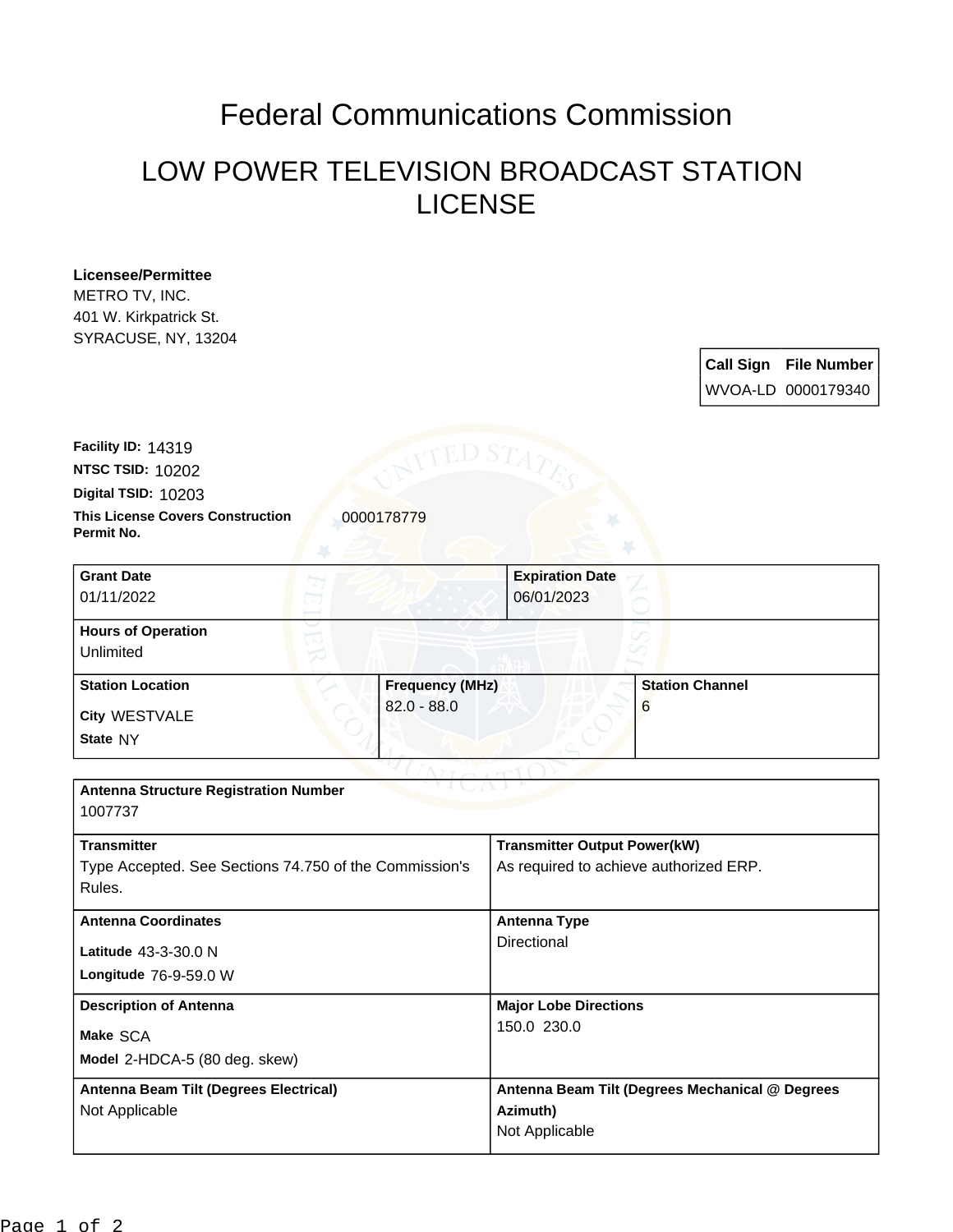# Federal Communications Commission

## LOW POWER TELEVISION BROADCAST STATION LICENSE

**Licensee/Permittee**
METRO TV, INC.
401 W. Kirkpatrick St.
SYRACUSE, NY, 13204

| Call Sign | File Number |
| --- | --- |
| WVOA-LD | 0000179340 |

**Facility ID:** 14319
**NTSC TSID:** 10202
**Digital TSID:** 10203
**This License Covers Construction Permit No.** 0000178779

| Grant Date | Expiration Date |
| --- | --- |
| 01/11/2022 | 06/01/2023 |

**Hours of Operation**
Unlimited

| Station Location | Frequency (MHz) | Station Channel |
| --- | --- | --- |
| City WESTVALE<br>State NY | 82.0 - 88.0 | 6 |

**Antenna Structure Registration Number**
1007737

| Transmitter | Transmitter Output Power(kW) |
| --- | --- |
| Type Accepted. See Sections 74.750 of the Commission's Rules. | As required to achieve authorized ERP. |

| Antenna Coordinates | Antenna Type |
| --- | --- |
| Latitude 43-3-30.0 N<br>Longitude 76-9-59.0 W | Directional |

| Description of Antenna | Major Lobe Directions |
| --- | --- |
| Make SCA<br>Model 2-HDCA-5 (80 deg. skew) | 150.0 230.0 |

| Antenna Beam Tilt (Degrees Electrical) | Antenna Beam Tilt (Degrees Mechanical @ Degrees Azimuth) |
| --- | --- |
| Not Applicable | Not Applicable |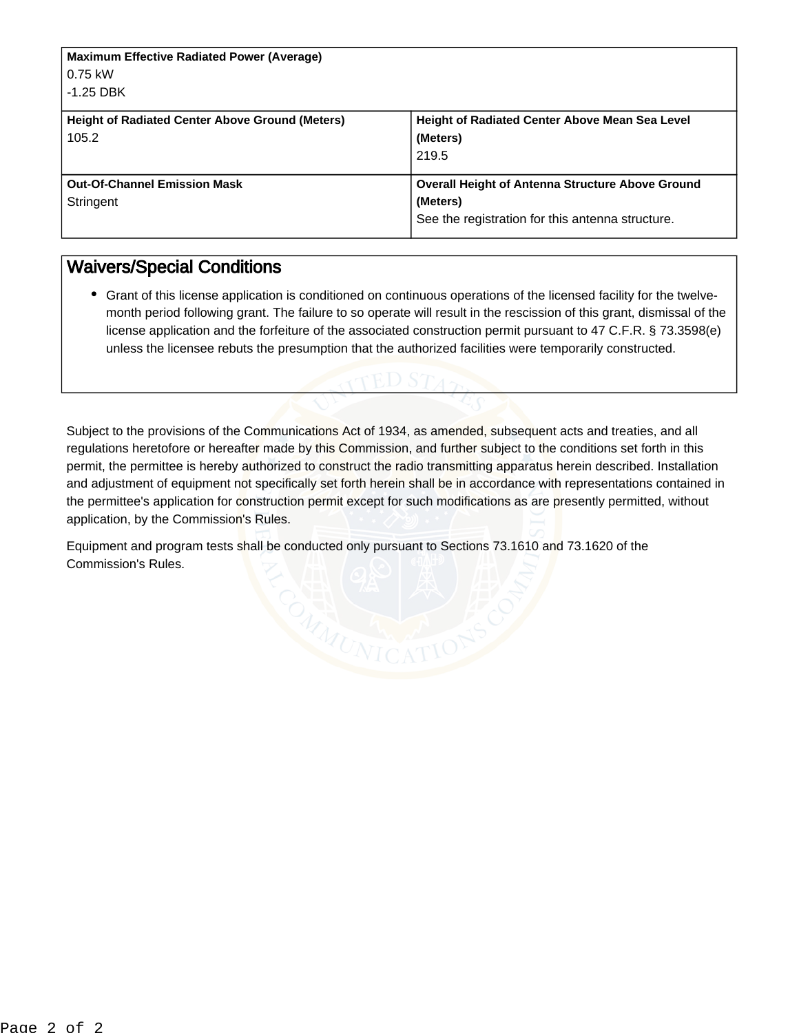| | |
|---|---|
| **Maximum Effective Radiated Power (Average)**<br>0.75 kW<br>-1.25 DBK | |
| **Height of Radiated Center Above Ground (Meters)**<br>105.2 | **Height of Radiated Center Above Mean Sea Level (Meters)**<br>219.5 |
| **Out-Of-Channel Emission Mask**<br>Stringent | **Overall Height of Antenna Structure Above Ground (Meters)**<br>See the registration for this antenna structure. |

## Waivers/Special Conditions

- Grant of this license application is conditioned on continuous operations of the licensed facility for the twelve-month period following grant. The failure to so operate will result in the rescission of this grant, dismissal of the license application and the forfeiture of the associated construction permit pursuant to 47 C.F.R. § 73.3598(e) unless the licensee rebuts the presumption that the authorized facilities were temporarily constructed.

Subject to the provisions of the Communications Act of 1934, as amended, subsequent acts and treaties, and all regulations heretofore or hereafter made by this Commission, and further subject to the conditions set forth in this permit, the permittee is hereby authorized to construct the radio transmitting apparatus herein described. Installation and adjustment of equipment not specifically set forth herein shall be in accordance with representations contained in the permittee's application for construction permit except for such modifications as are presently permitted, without application, by the Commission's Rules.

Equipment and program tests shall be conducted only pursuant to Sections 73.1610 and 73.1620 of the Commission's Rules.